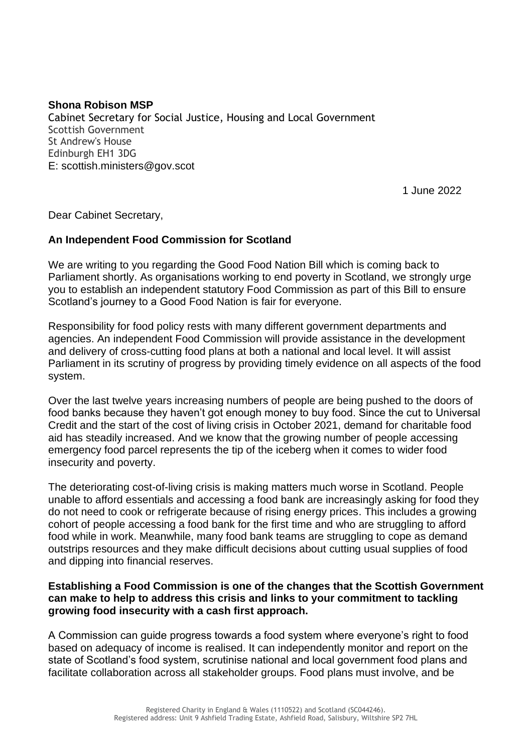**Shona Robison MSP**
Cabinet Secretary for Social Justice, Housing and Local Government
Scottish Government
St Andrew's House
Edinburgh EH1 3DG
E: scottish.ministers@gov.scot

1 June 2022

Dear Cabinet Secretary,

**An Independent Food Commission for Scotland**

We are writing to you regarding the Good Food Nation Bill which is coming back to Parliament shortly. As organisations working to end poverty in Scotland, we strongly urge you to establish an independent statutory Food Commission as part of this Bill to ensure Scotland's journey to a Good Food Nation is fair for everyone.

Responsibility for food policy rests with many different government departments and agencies. An independent Food Commission will provide assistance in the development and delivery of cross-cutting food plans at both a national and local level. It will assist Parliament in its scrutiny of progress by providing timely evidence on all aspects of the food system.

Over the last twelve years increasing numbers of people are being pushed to the doors of food banks because they haven't got enough money to buy food. Since the cut to Universal Credit and the start of the cost of living crisis in October 2021, demand for charitable food aid has steadily increased. And we know that the growing number of people accessing emergency food parcel represents the tip of the iceberg when it comes to wider food insecurity and poverty.

The deteriorating cost-of-living crisis is making matters much worse in Scotland. People unable to afford essentials and accessing a food bank are increasingly asking for food they do not need to cook or refrigerate because of rising energy prices. This includes a growing cohort of people accessing a food bank for the first time and who are struggling to afford food while in work. Meanwhile, many food bank teams are struggling to cope as demand outstrips resources and they make difficult decisions about cutting usual supplies of food and dipping into financial reserves.

**Establishing a Food Commission is one of the changes that the Scottish Government can make to help to address this crisis and links to your commitment to tackling growing food insecurity with a cash first approach.**

A Commission can guide progress towards a food system where everyone's right to food based on adequacy of income is realised. It can independently monitor and report on the state of Scotland's food system, scrutinise national and local government food plans and facilitate collaboration across all stakeholder groups. Food plans must involve, and be

Registered Charity in England & Wales (1110522) and Scotland (SC044246).
Registered address: Unit 9 Ashfield Trading Estate, Ashfield Road, Salisbury, Wiltshire SP2 7HL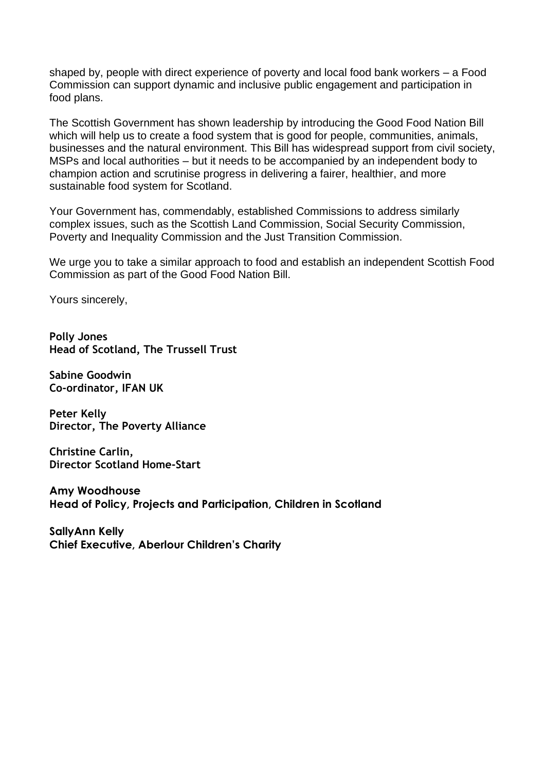shaped by, people with direct experience of poverty and local food bank workers – a Food Commission can support dynamic and inclusive public engagement and participation in food plans.

The Scottish Government has shown leadership by introducing the Good Food Nation Bill which will help us to create a food system that is good for people, communities, animals, businesses and the natural environment. This Bill has widespread support from civil society, MSPs and local authorities – but it needs to be accompanied by an independent body to champion action and scrutinise progress in delivering a fairer, healthier, and more sustainable food system for Scotland.

Your Government has, commendably, established Commissions to address similarly complex issues, such as the Scottish Land Commission, Social Security Commission, Poverty and Inequality Commission and the Just Transition Commission.

We urge you to take a similar approach to food and establish an independent Scottish Food Commission as part of the Good Food Nation Bill.

Yours sincerely,

**Polly Jones**
**Head of Scotland, The Trussell Trust**

**Sabine Goodwin**
**Co-ordinator, IFAN UK**

**Peter Kelly**
**Director, The Poverty Alliance**

**Christine Carlin,**
**Director Scotland Home-Start**

**Amy Woodhouse**
**Head of Policy, Projects and Participation, Children in Scotland**

**SallyAnn Kelly**
**Chief Executive, Aberlour Children's Charity**